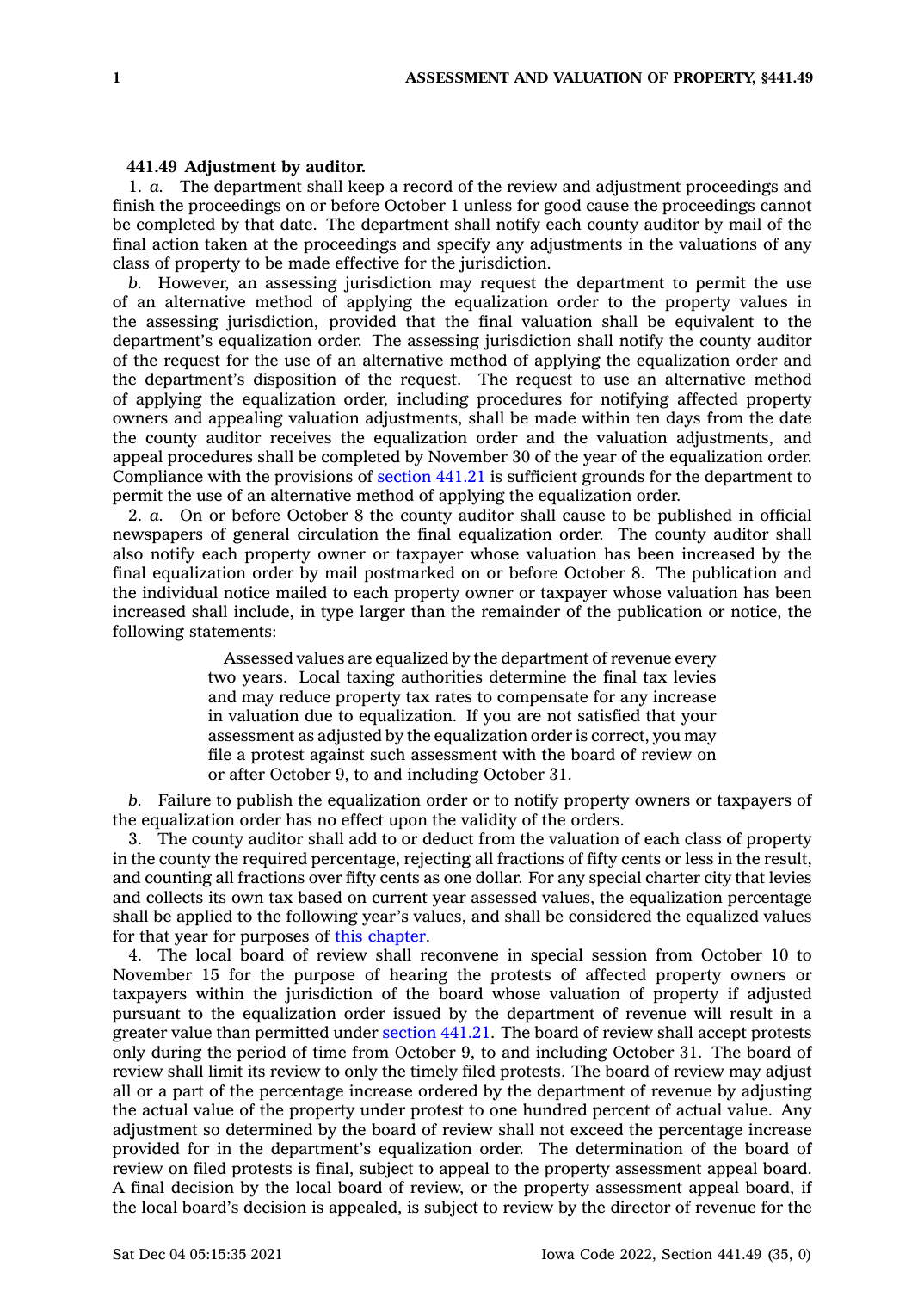**441.49 Adjustment by auditor.**

1. *a.* The department shall keep a record of the review and adjustment proceedings and finish the proceedings on or before October 1 unless for good cause the proceedings cannot be completed by that date. The department shall notify each county auditor by mail of the final action taken at the proceedings and specify any adjustments in the valuations of any class of property to be made effective for the jurisdiction.

*b.* However, an assessing jurisdiction may request the department to permit the use of an alternative method of applying the equalization order to the property values in the assessing jurisdiction, provided that the final valuation shall be equivalent to the department's equalization order. The assessing jurisdiction shall notify the county auditor of the request for the use of an alternative method of applying the equalization order and the department's disposition of the request. The request to use an alternative method of applying the equalization order, including procedures for notifying affected property owners and appealing valuation adjustments, shall be made within ten days from the date the county auditor receives the equalization order and the valuation adjustments, and appeal procedures shall be completed by November 30 of the year of the equalization order. Compliance with the provisions of section 441.21 is sufficient grounds for the department to permit the use of an alternative method of applying the equalization order.

2. *a.* On or before October 8 the county auditor shall cause to be published in official newspapers of general circulation the final equalization order. The county auditor shall also notify each property owner or taxpayer whose valuation has been increased by the final equalization order by mail postmarked on or before October 8. The publication and the individual notice mailed to each property owner or taxpayer whose valuation has been increased shall include, in type larger than the remainder of the publication or notice, the following statements:

> Assessed values are equalized by the department of revenue every two years. Local taxing authorities determine the final tax levies and may reduce property tax rates to compensate for any increase in valuation due to equalization. If you are not satisfied that your assessment as adjusted by the equalization order is correct, you may file a protest against such assessment with the board of review on or after October 9, to and including October 31.

*b.* Failure to publish the equalization order or to notify property owners or taxpayers of the equalization order has no effect upon the validity of the orders.

3. The county auditor shall add to or deduct from the valuation of each class of property in the county the required percentage, rejecting all fractions of fifty cents or less in the result, and counting all fractions over fifty cents as one dollar. For any special charter city that levies and collects its own tax based on current year assessed values, the equalization percentage shall be applied to the following year's values, and shall be considered the equalized values for that year for purposes of this chapter.

4. The local board of review shall reconvene in special session from October 10 to November 15 for the purpose of hearing the protests of affected property owners or taxpayers within the jurisdiction of the board whose valuation of property if adjusted pursuant to the equalization order issued by the department of revenue will result in a greater value than permitted under section 441.21. The board of review shall accept protests only during the period of time from October 9, to and including October 31. The board of review shall limit its review to only the timely filed protests. The board of review may adjust all or a part of the percentage increase ordered by the department of revenue by adjusting the actual value of the property under protest to one hundred percent of actual value. Any adjustment so determined by the board of review shall not exceed the percentage increase provided for in the department's equalization order. The determination of the board of review on filed protests is final, subject to appeal to the property assessment appeal board. A final decision by the local board of review, or the property assessment appeal board, if the local board's decision is appealed, is subject to review by the director of revenue for the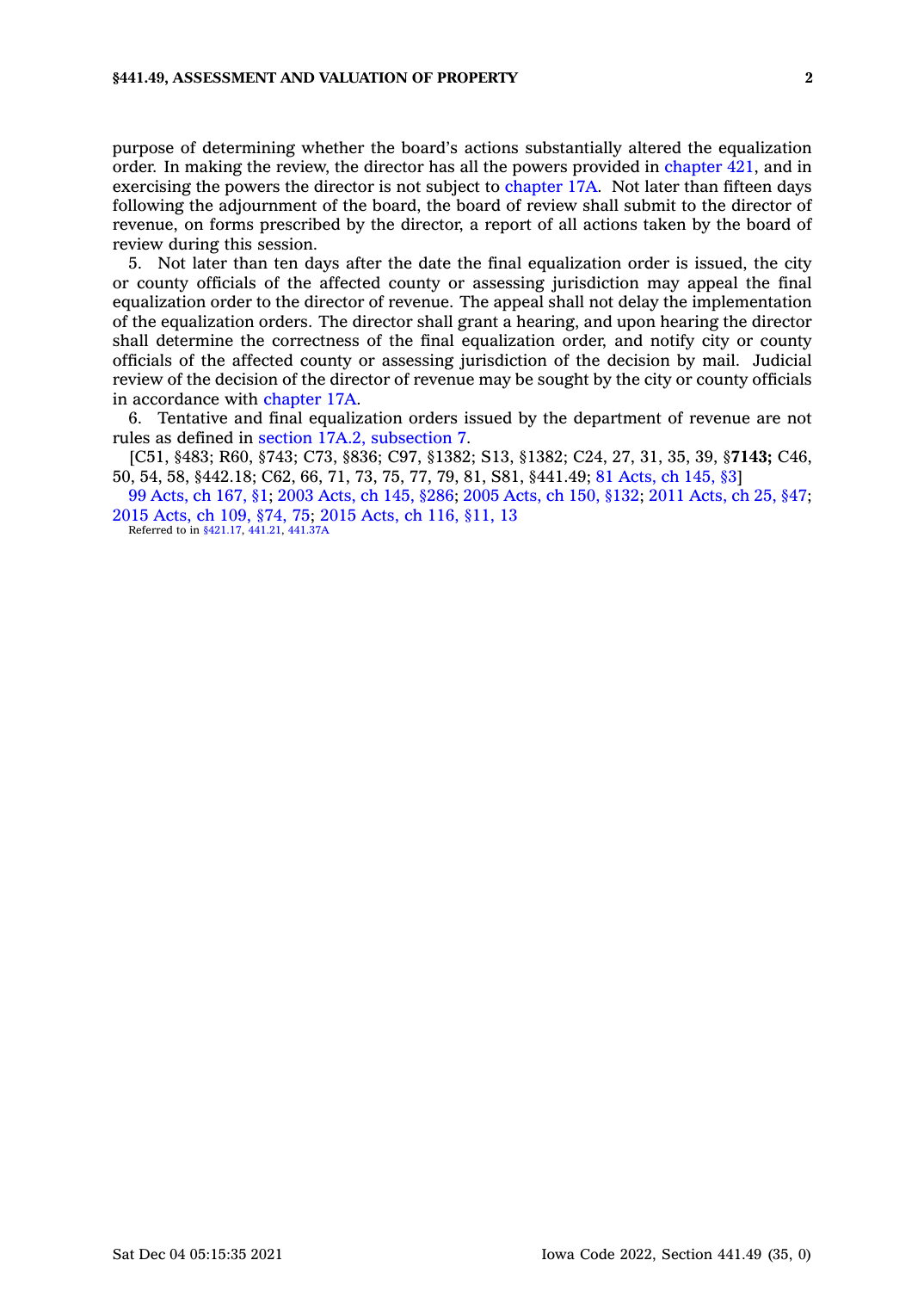purpose of determining whether the board's actions substantially altered the equalization order. In making the review, the director has all the powers provided in chapter 421, and in exercising the powers the director is not subject to chapter 17A. Not later than fifteen days following the adjournment of the board, the board of review shall submit to the director of revenue, on forms prescribed by the director, a report of all actions taken by the board of review during this session.

5. Not later than ten days after the date the final equalization order is issued, the city or county officials of the affected county or assessing jurisdiction may appeal the final equalization order to the director of revenue. The appeal shall not delay the implementation of the equalization orders. The director shall grant a hearing, and upon hearing the director shall determine the correctness of the final equalization order, and notify city or county officials of the affected county or assessing jurisdiction of the decision by mail. Judicial review of the decision of the director of revenue may be sought by the city or county officials in accordance with chapter 17A.

6. Tentative and final equalization orders issued by the department of revenue are not rules as defined in section 17A.2, subsection 7.

[C51, §483; R60, §743; C73, §836; C97, §1382; S13, §1382; C24, 27, 31, 35, 39, §**7143;** C46, 50, 54, 58, §442.18; C62, 66, 71, 73, 75, 77, 79, 81, S81, §441.49; 81 Acts, ch 145, §3]

99 Acts, ch 167, §1; 2003 Acts, ch 145, §286; 2005 Acts, ch 150, §132; 2011 Acts, ch 25, §47; 2015 Acts, ch 109, §74, 75; 2015 Acts, ch 116, §11, 13

Referred to in §421.17, 441.21, 441.37A